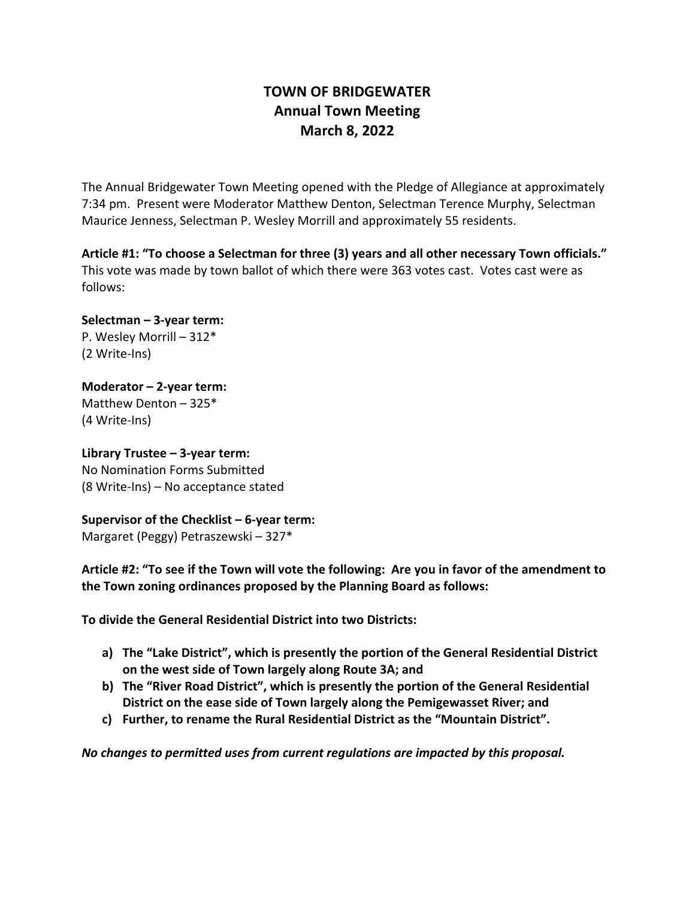# TOWN OF BRIDGEWATER
## Annual Town Meeting
## March 8, 2022

The Annual Bridgewater Town Meeting opened with the Pledge of Allegiance at approximately 7:34 pm. Present were Moderator Matthew Denton, Selectman Terence Murphy, Selectman Maurice Jenness, Selectman P. Wesley Morrill and approximately 55 residents.

**Article #1: "To choose a Selectman for three (3) years and all other necessary Town officials."** This vote was made by town ballot of which there were 363 votes cast. Votes cast were as follows:

**Selectman – 3-year term:**
P. Wesley Morrill – 312*
(2 Write-Ins)

**Moderator – 2-year term:**
Matthew Denton – 325*
(4 Write-Ins)

**Library Trustee – 3-year term:**
No Nomination Forms Submitted
(8 Write-Ins) – No acceptance stated

**Supervisor of the Checklist – 6-year term:**
Margaret (Peggy) Petraszewski – 327*

**Article #2: "To see if the Town will vote the following: Are you in favor of the amendment to the Town zoning ordinances proposed by the Planning Board as follows:**

**To divide the General Residential District into two Districts:**

a) **The "Lake District", which is presently the portion of the General Residential District on the west side of Town largely along Route 3A; and**
b) **The "River Road District", which is presently the portion of the General Residential District on the ease side of Town largely along the Pemigewasset River; and**
c) **Further, to rename the Rural Residential District as the "Mountain District".**

***No changes to permitted uses from current regulations are impacted by this proposal.***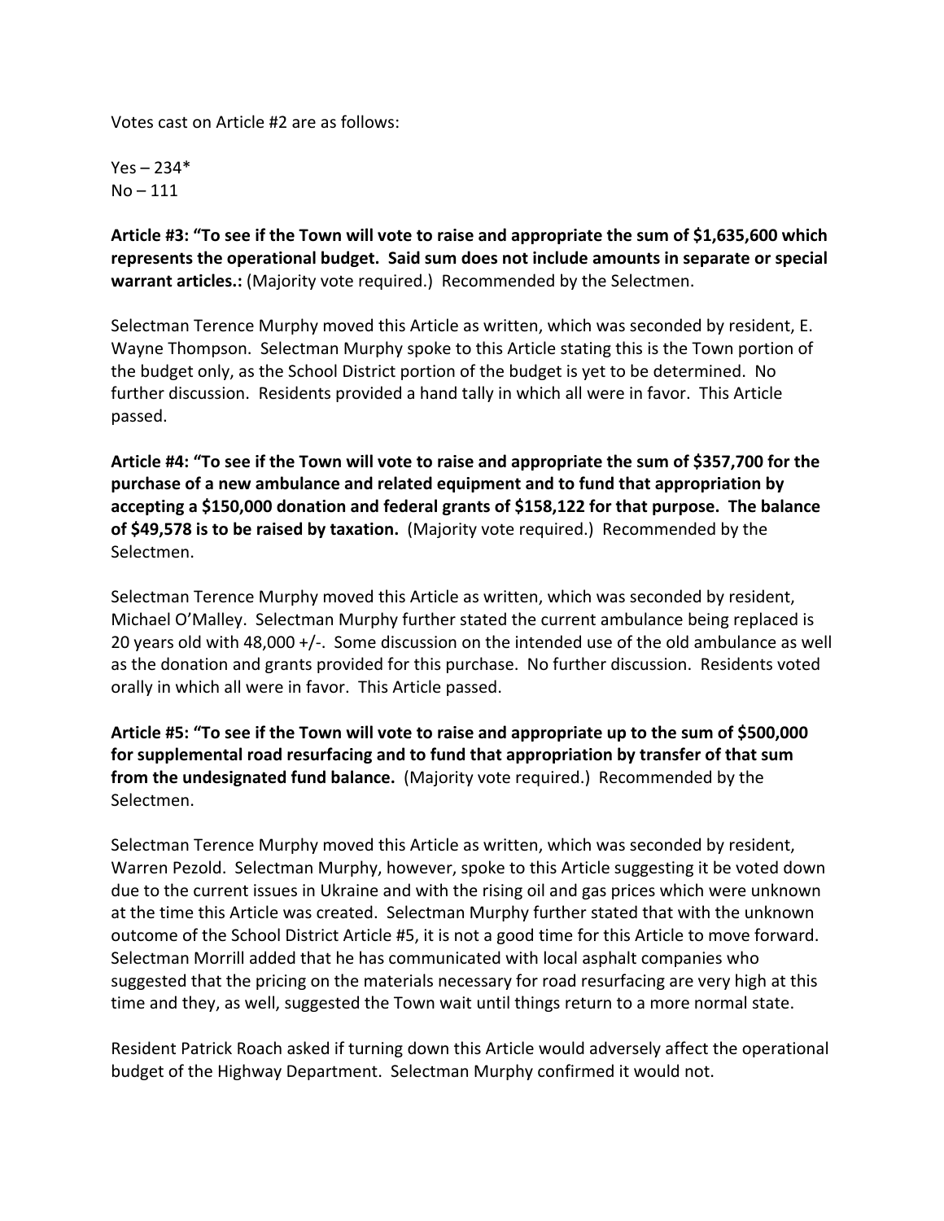Votes cast on Article #2 are as follows:

Yes – 234*
No – 111

**Article #3: "To see if the Town will vote to raise and appropriate the sum of $1,635,600 which represents the operational budget. Said sum does not include amounts in separate or special warrant articles.:** (Majority vote required.) Recommended by the Selectmen.

Selectman Terence Murphy moved this Article as written, which was seconded by resident, E. Wayne Thompson. Selectman Murphy spoke to this Article stating this is the Town portion of the budget only, as the School District portion of the budget is yet to be determined. No further discussion. Residents provided a hand tally in which all were in favor. This Article passed.

**Article #4: "To see if the Town will vote to raise and appropriate the sum of $357,700 for the purchase of a new ambulance and related equipment and to fund that appropriation by accepting a $150,000 donation and federal grants of $158,122 for that purpose. The balance of $49,578 is to be raised by taxation.** (Majority vote required.) Recommended by the Selectmen.

Selectman Terence Murphy moved this Article as written, which was seconded by resident, Michael O'Malley. Selectman Murphy further stated the current ambulance being replaced is 20 years old with 48,000 +/-. Some discussion on the intended use of the old ambulance as well as the donation and grants provided for this purchase. No further discussion. Residents voted orally in which all were in favor. This Article passed.

**Article #5: "To see if the Town will vote to raise and appropriate up to the sum of $500,000 for supplemental road resurfacing and to fund that appropriation by transfer of that sum from the undesignated fund balance.** (Majority vote required.) Recommended by the Selectmen.

Selectman Terence Murphy moved this Article as written, which was seconded by resident, Warren Pezold. Selectman Murphy, however, spoke to this Article suggesting it be voted down due to the current issues in Ukraine and with the rising oil and gas prices which were unknown at the time this Article was created. Selectman Murphy further stated that with the unknown outcome of the School District Article #5, it is not a good time for this Article to move forward. Selectman Morrill added that he has communicated with local asphalt companies who suggested that the pricing on the materials necessary for road resurfacing are very high at this time and they, as well, suggested the Town wait until things return to a more normal state.

Resident Patrick Roach asked if turning down this Article would adversely affect the operational budget of the Highway Department. Selectman Murphy confirmed it would not.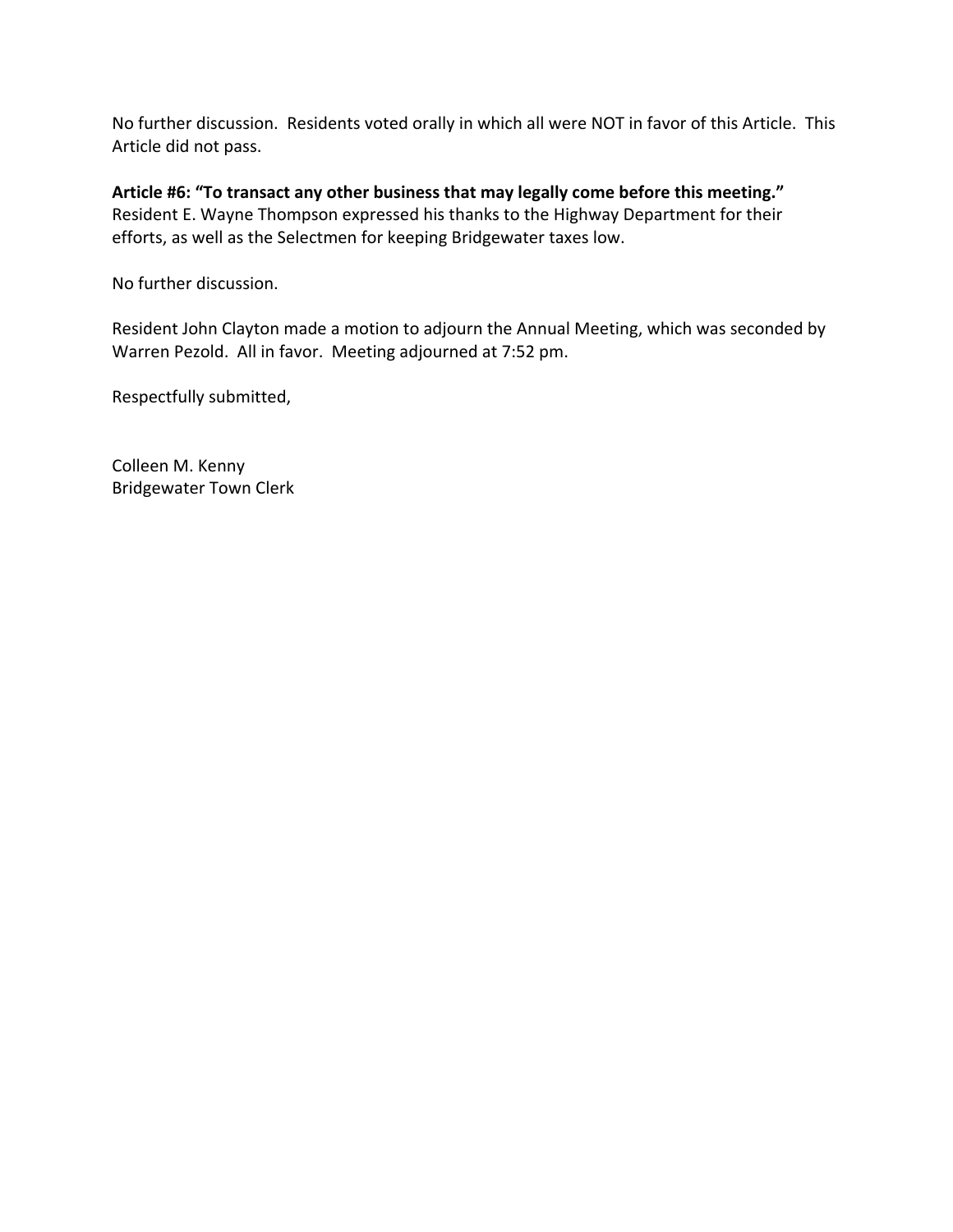No further discussion. Residents voted orally in which all were NOT in favor of this Article. This Article did not pass.

**Article #6: "To transact any other business that may legally come before this meeting."**
Resident E. Wayne Thompson expressed his thanks to the Highway Department for their efforts, as well as the Selectmen for keeping Bridgewater taxes low.

No further discussion.

Resident John Clayton made a motion to adjourn the Annual Meeting, which was seconded by Warren Pezold. All in favor. Meeting adjourned at 7:52 pm.

Respectfully submitted,

Colleen M. Kenny
Bridgewater Town Clerk